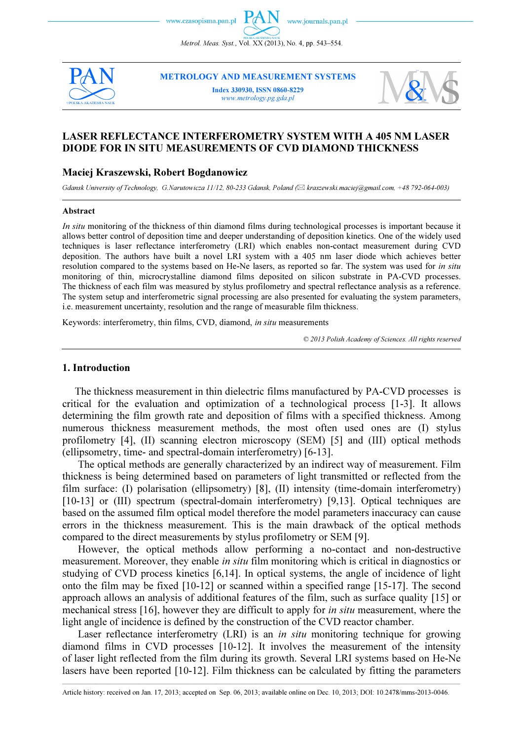# LASER REFLECTANCE INTERFEROMETRY SYSTEM WITH A 405 NM LASER DIODE FOR IN SITU MEASUREMENTS OF CVD DIAMOND THICKNESS

## Maciej Kraszewski, Robert Bogdanowicz

*Gdansk University of Technology, G.Narutowicza 11/12, 80-233 Gdansk, Poland (✉ kraszewski.maciej@gmail.com, +48 792-064-003)*

### Abstract

*In situ* monitoring of the thickness of thin diamond films during technological processes is important because it allows better control of deposition time and deeper understanding of deposition kinetics. One of the widely used techniques is laser reflectance interferometry (LRI) which enables non-contact measurement during CVD deposition. The authors have built a novel LRI system with a 405 nm laser diode which achieves better resolution compared to the systems based on He-Ne lasers, as reported so far. The system was used for *in situ* monitoring of thin, microcrystalline diamond films deposited on silicon substrate in PA-CVD processes. The thickness of each film was measured by stylus profilometry and spectral reflectance analysis as a reference. The system setup and interferometric signal processing are also presented for evaluating the system parameters, i.e. measurement uncertainty, resolution and the range of measurable film thickness.

Keywords: interferometry, thin films, CVD, diamond, *in situ* measurements

*© 2013 Polish Academy of Sciences. All rights reserved*

## 1. Introduction

The thickness measurement in thin dielectric films manufactured by PA-CVD processes is critical for the evaluation and optimization of a technological process [1-3]. It allows determining the film growth rate and deposition of films with a specified thickness. Among numerous thickness measurement methods, the most often used ones are (I) stylus profilometry [4], (II) scanning electron microscopy (SEM) [5] and (III) optical methods (ellipsometry, time- and spectral-domain interferometry) [6-13].

The optical methods are generally characterized by an indirect way of measurement. Film thickness is being determined based on parameters of light transmitted or reflected from the film surface: (I) polarisation (ellipsometry) [8], (II) intensity (time-domain interferometry) [10-13] or (III) spectrum (spectral-domain interferometry) [9,13]. Optical techniques are based on the assumed film optical model therefore the model parameters inaccuracy can cause errors in the thickness measurement. This is the main drawback of the optical methods compared to the direct measurements by stylus profilometry or SEM [9].

However, the optical methods allow performing a no-contact and non-destructive measurement. Moreover, they enable *in situ* film monitoring which is critical in diagnostics or studying of CVD process kinetics [6,14]. In optical systems, the angle of incidence of light onto the film may be fixed [10-12] or scanned within a specified range [15-17]. The second approach allows an analysis of additional features of the film, such as surface quality [15] or mechanical stress [16], however they are difficult to apply for *in situ* measurement, where the light angle of incidence is defined by the construction of the CVD reactor chamber.

Laser reflectance interferometry (LRI) is an *in situ* monitoring technique for growing diamond films in CVD processes [10-12]. It involves the measurement of the intensity of laser light reflected from the film during its growth. Several LRI systems based on He-Ne lasers have been reported [10-12]. Film thickness can be calculated by fitting the parameters

Article history: received on Jan. 17, 2013; accepted on Sep. 06, 2013; available online on Dec. 10, 2013; DOI: 10.2478/mms-2013-0046.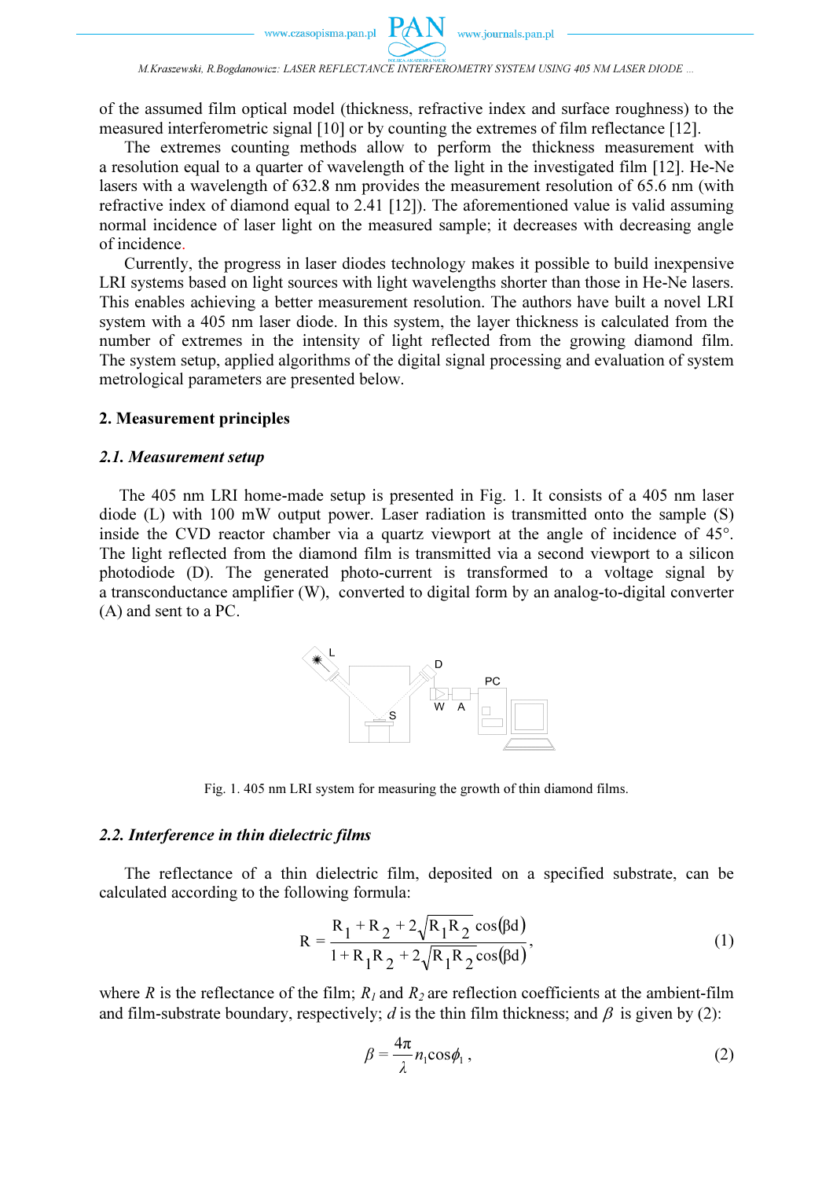of the assumed film optical model (thickness, refractive index and surface roughness) to the measured interferometric signal [10] or by counting the extremes of film reflectance [12].

The extremes counting methods allow to perform the thickness measurement with a resolution equal to a quarter of wavelength of the light in the investigated film [12]. He-Ne lasers with a wavelength of 632.8 nm provides the measurement resolution of 65.6 nm (with refractive index of diamond equal to 2.41 [12]). The aforementioned value is valid assuming normal incidence of laser light on the measured sample; it decreases with decreasing angle of incidence.

Currently, the progress in laser diodes technology makes it possible to build inexpensive LRI systems based on light sources with light wavelengths shorter than those in He-Ne lasers. This enables achieving a better measurement resolution. The authors have built a novel LRI system with a 405 nm laser diode. In this system, the layer thickness is calculated from the number of extremes in the intensity of light reflected from the growing diamond film. The system setup, applied algorithms of the digital signal processing and evaluation of system metrological parameters are presented below.

## 2. Measurement principles

### *2.1. Measurement setup*

The 405 nm LRI home-made setup is presented in Fig. 1. It consists of a 405 nm laser diode (L) with 100 mW output power. Laser radiation is transmitted onto the sample (S) inside the CVD reactor chamber via a quartz viewport at the angle of incidence of 45°. The light reflected from the diamond film is transmitted via a second viewport to a silicon photodiode (D). The generated photo-current is transformed to a voltage signal by a transconductance amplifier (W), converted to digital form by an analog-to-digital converter (A) and sent to a PC.

Fig. 1. 405 nm LRI system for measuring the growth of thin diamond films.

### *2.2. Interference in thin dielectric films*

The reflectance of a thin dielectric film, deposited on a specified substrate, can be calculated according to the following formula:

$$R = \frac{R_1 + R_2 + 2\sqrt{R_1 R_2}\cos(\beta d)}{1 + R_1 R_2 + 2\sqrt{R_1 R_2}\cos(\beta d)}, \tag{1}$$

where $R$ is the reflectance of the film; $R_1$ and $R_2$ are reflection coefficients at the ambient-film and film-substrate boundary, respectively; $d$ is the thin film thickness; and $\beta$ is given by (2):

$$\beta = \frac{4\pi}{\lambda} n_1 \cos\phi_1 , \tag{2}$$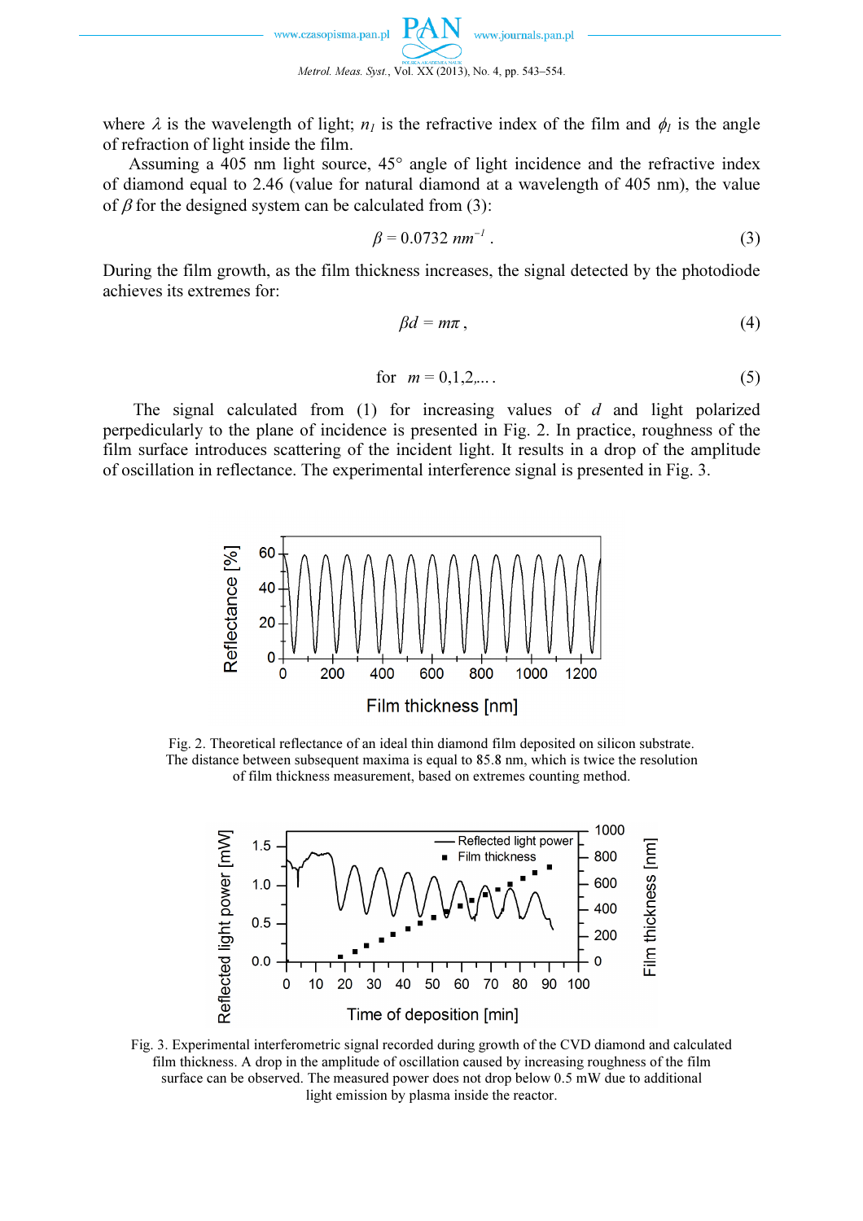where $\lambda$ is the wavelength of light; $n_l$ is the refractive index of the film and $\phi_l$ is the angle of refraction of light inside the film.

Assuming a 405 nm light source, 45° angle of light incidence and the refractive index of diamond equal to 2.46 (value for natural diamond at a wavelength of 405 nm), the value of $\beta$ for the designed system can be calculated from (3):

$$\beta = 0.0732\ nm^{-1}\ . \tag{3}$$

During the film growth, as the film thickness increases, the signal detected by the photodiode achieves its extremes for:

$$\beta d = m\pi\ , \tag{4}$$

$$\text{for}\quad m = 0,1,2,\ldots\ . \tag{5}$$

The signal calculated from (1) for increasing values of $d$ and light polarized perpedicularly to the plane of incidence is presented in Fig. 2. In practice, roughness of the film surface introduces scattering of the incident light. It results in a drop of the amplitude of oscillation in reflectance. The experimental interference signal is presented in Fig. 3.

Fig. 2. Theoretical reflectance of an ideal thin diamond film deposited on silicon substrate. The distance between subsequent maxima is equal to 85.8 nm, which is twice the resolution of film thickness measurement, based on extremes counting method.

Fig. 3. Experimental interferometric signal recorded during growth of the CVD diamond and calculated film thickness. A drop in the amplitude of oscillation caused by increasing roughness of the film surface can be observed. The measured power does not drop below 0.5 mW due to additional light emission by plasma inside the reactor.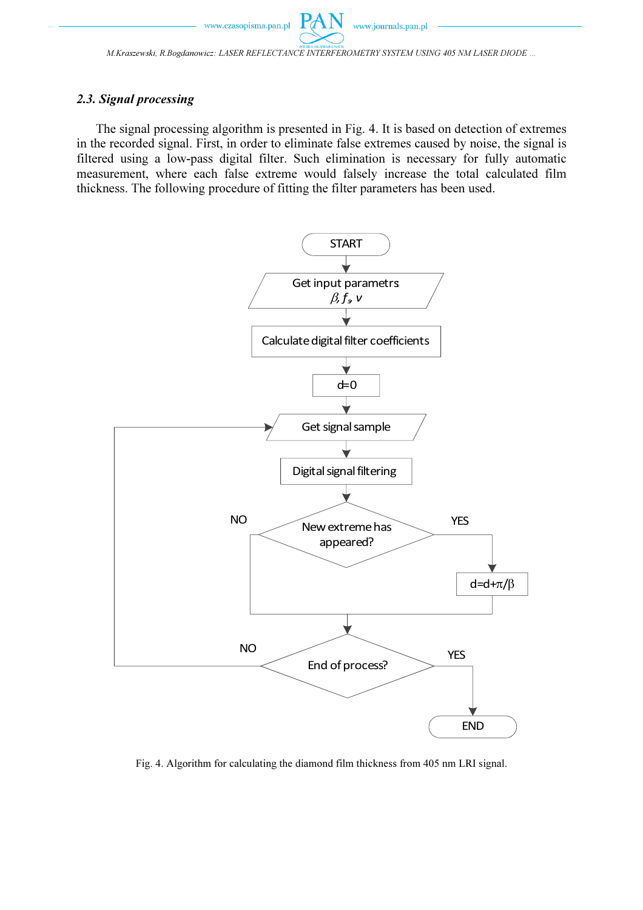### 2.3. Signal processing

The signal processing algorithm is presented in Fig. 4. It is based on detection of extremes in the recorded signal. First, in order to eliminate false extremes caused by noise, the signal is filtered using a low-pass digital filter. Such elimination is necessary for fully automatic measurement, where each false extreme would falsely increase the total calculated film thickness. The following procedure of fitting the filter parameters has been used.

Fig. 4. Algorithm for calculating the diamond film thickness from 405 nm LRI signal.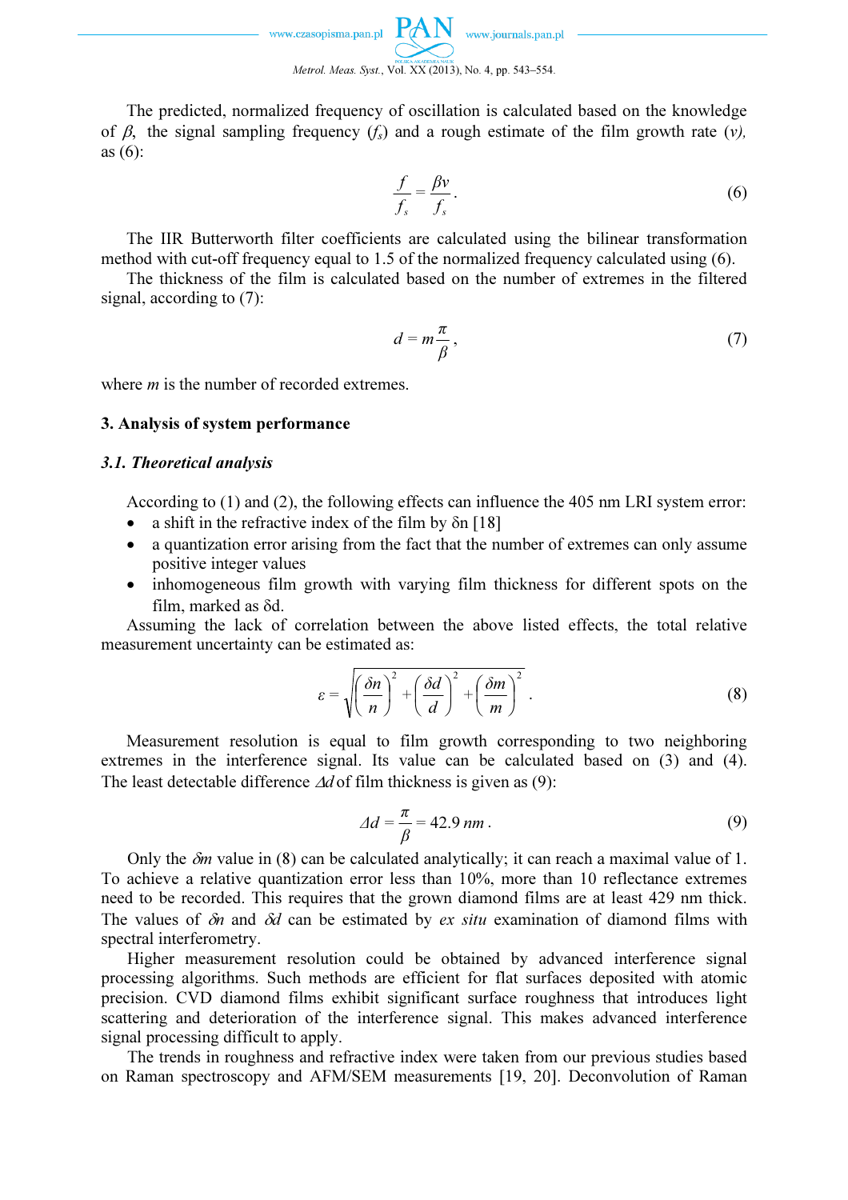The predicted, normalized frequency of oscillation is calculated based on the knowledge of $\beta$, the signal sampling frequency ($f_s$) and a rough estimate of the film growth rate ($v$), as (6):

$$\frac{f}{f_s} = \frac{\beta v}{f_s}. \tag{6}$$

The IIR Butterworth filter coefficients are calculated using the bilinear transformation method with cut-off frequency equal to 1.5 of the normalized frequency calculated using (6).

The thickness of the film is calculated based on the number of extremes in the filtered signal, according to (7):

$$d = m\frac{\pi}{\beta}, \tag{7}$$

where $m$ is the number of recorded extremes.

## 3. Analysis of system performance

### *3.1. Theoretical analysis*

According to (1) and (2), the following effects can influence the 405 nm LRI system error:

- a shift in the refractive index of the film by $\delta n$ [18]
- a quantization error arising from the fact that the number of extremes can only assume positive integer values
- inhomogeneous film growth with varying film thickness for different spots on the film, marked as $\delta d$.

Assuming the lack of correlation between the above listed effects, the total relative measurement uncertainty can be estimated as:

$$\varepsilon = \sqrt{\left(\frac{\delta n}{n}\right)^2 + \left(\frac{\delta d}{d}\right)^2 + \left(\frac{\delta m}{m}\right)^2}. \tag{8}$$

Measurement resolution is equal to film growth corresponding to two neighboring extremes in the interference signal. Its value can be calculated based on (3) and (4). The least detectable difference $\Delta d$ of film thickness is given as (9):

$$\Delta d = \frac{\pi}{\beta} = 42.9\ nm. \tag{9}$$

Only the $\delta m$ value in (8) can be calculated analytically; it can reach a maximal value of 1. To achieve a relative quantization error less than 10%, more than 10 reflectance extremes need to be recorded. This requires that the grown diamond films are at least 429 nm thick. The values of $\delta n$ and $\delta d$ can be estimated by *ex situ* examination of diamond films with spectral interferometry.

Higher measurement resolution could be obtained by advanced interference signal processing algorithms. Such methods are efficient for flat surfaces deposited with atomic precision. CVD diamond films exhibit significant surface roughness that introduces light scattering and deterioration of the interference signal. This makes advanced interference signal processing difficult to apply.

The trends in roughness and refractive index were taken from our previous studies based on Raman spectroscopy and AFM/SEM measurements [19, 20]. Deconvolution of Raman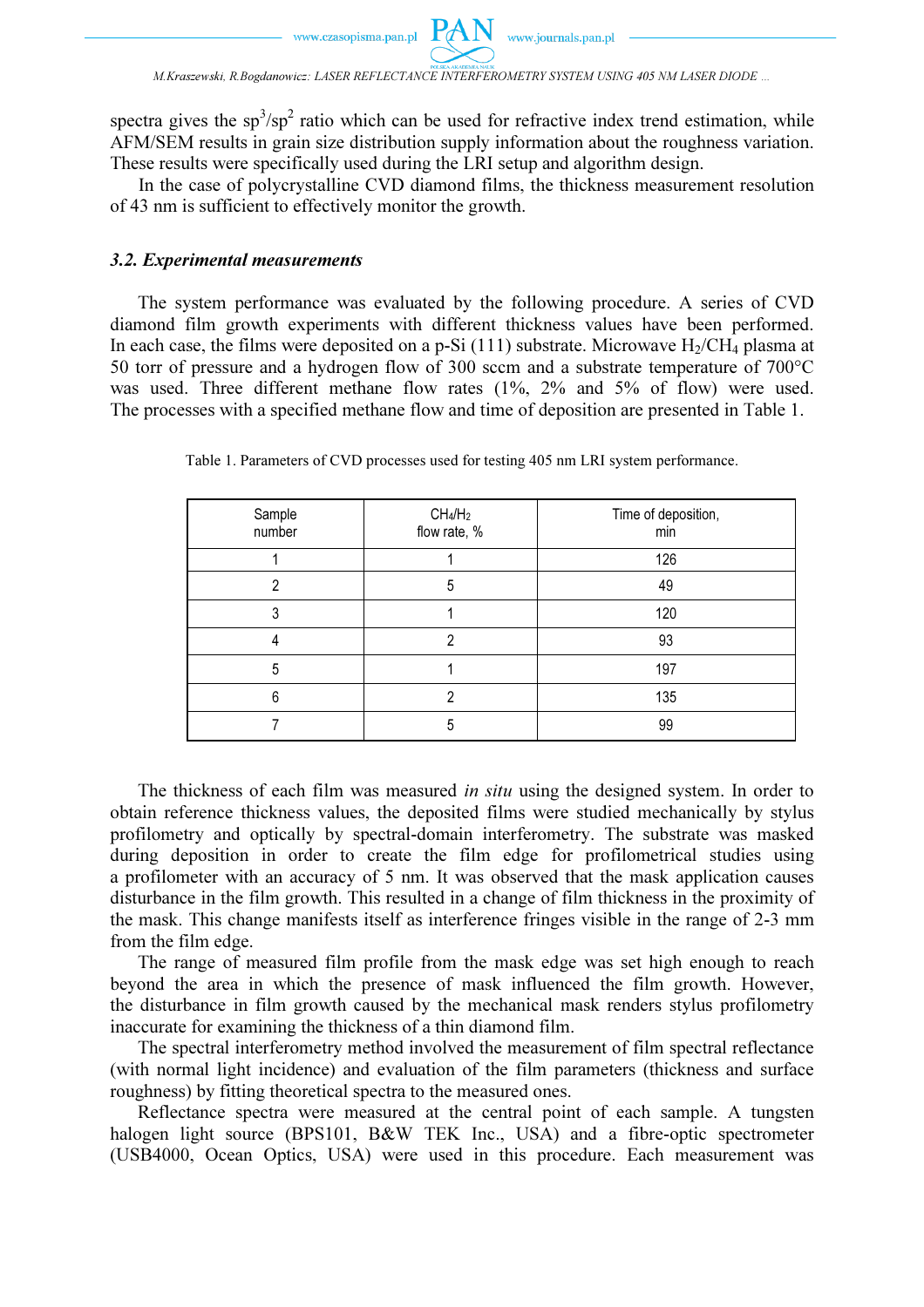spectra gives the $sp^3/sp^2$ ratio which can be used for refractive index trend estimation, while AFM/SEM results in grain size distribution supply information about the roughness variation. These results were specifically used during the LRI setup and algorithm design.

In the case of polycrystalline CVD diamond films, the thickness measurement resolution of 43 nm is sufficient to effectively monitor the growth.

### *3.2. Experimental measurements*

The system performance was evaluated by the following procedure. A series of CVD diamond film growth experiments with different thickness values have been performed. In each case, the films were deposited on a p-Si (111) substrate. Microwave $H_2/CH_4$ plasma at 50 torr of pressure and a hydrogen flow of 300 sccm and a substrate temperature of 700°C was used. Three different methane flow rates (1%, 2% and 5% of flow) were used. The processes with a specified methane flow and time of deposition are presented in Table 1.

Table 1. Parameters of CVD processes used for testing 405 nm LRI system performance.

| Sample number | $CH_4/H_2$ flow rate, % | Time of deposition, min |
|---|---|---|
| 1 | 1 | 126 |
| 2 | 5 | 49 |
| 3 | 1 | 120 |
| 4 | 2 | 93 |
| 5 | 1 | 197 |
| 6 | 2 | 135 |
| 7 | 5 | 99 |

The thickness of each film was measured *in situ* using the designed system. In order to obtain reference thickness values, the deposited films were studied mechanically by stylus profilometry and optically by spectral-domain interferometry. The substrate was masked during deposition in order to create the film edge for profilometrical studies using a profilometer with an accuracy of 5 nm. It was observed that the mask application causes disturbance in the film growth. This resulted in a change of film thickness in the proximity of the mask. This change manifests itself as interference fringes visible in the range of 2-3 mm from the film edge.

The range of measured film profile from the mask edge was set high enough to reach beyond the area in which the presence of mask influenced the film growth. However, the disturbance in film growth caused by the mechanical mask renders stylus profilometry inaccurate for examining the thickness of a thin diamond film.

The spectral interferometry method involved the measurement of film spectral reflectance (with normal light incidence) and evaluation of the film parameters (thickness and surface roughness) by fitting theoretical spectra to the measured ones.

Reflectance spectra were measured at the central point of each sample. A tungsten halogen light source (BPS101, B&W TEK Inc., USA) and a fibre-optic spectrometer (USB4000, Ocean Optics, USA) were used in this procedure. Each measurement was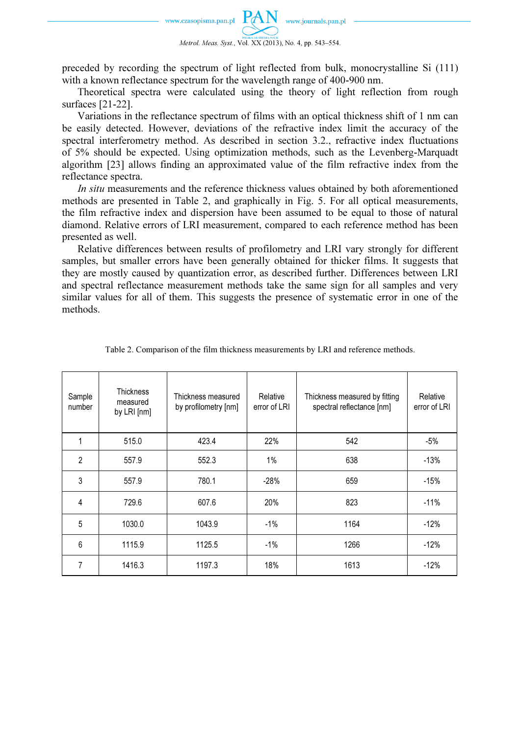preceded by recording the spectrum of light reflected from bulk, monocrystalline Si (111) with a known reflectance spectrum for the wavelength range of 400-900 nm.

Theoretical spectra were calculated using the theory of light reflection from rough surfaces [21-22].

Variations in the reflectance spectrum of films with an optical thickness shift of 1 nm can be easily detected. However, deviations of the refractive index limit the accuracy of the spectral interferometry method. As described in section 3.2., refractive index fluctuations of 5% should be expected. Using optimization methods, such as the Levenberg-Marquadt algorithm [23] allows finding an approximated value of the film refractive index from the reflectance spectra.

*In situ* measurements and the reference thickness values obtained by both aforementioned methods are presented in Table 2, and graphically in Fig. 5. For all optical measurements, the film refractive index and dispersion have been assumed to be equal to those of natural diamond. Relative errors of LRI measurement, compared to each reference method has been presented as well.

Relative differences between results of profilometry and LRI vary strongly for different samples, but smaller errors have been generally obtained for thicker films. It suggests that they are mostly caused by quantization error, as described further. Differences between LRI and spectral reflectance measurement methods take the same sign for all samples and very similar values for all of them. This suggests the presence of systematic error in one of the methods.

Table 2. Comparison of the film thickness measurements by LRI and reference methods.

| Sample number | Thickness measured by LRI [nm] | Thickness measured by profilometry [nm] | Relative error of LRI | Thickness measured by fitting spectral reflectance [nm] | Relative error of LRI |
|---|---|---|---|---|---|
| 1 | 515.0 | 423.4 | 22% | 542 | -5% |
| 2 | 557.9 | 552.3 | 1% | 638 | -13% |
| 3 | 557.9 | 780.1 | -28% | 659 | -15% |
| 4 | 729.6 | 607.6 | 20% | 823 | -11% |
| 5 | 1030.0 | 1043.9 | -1% | 1164 | -12% |
| 6 | 1115.9 | 1125.5 | -1% | 1266 | -12% |
| 7 | 1416.3 | 1197.3 | 18% | 1613 | -12% |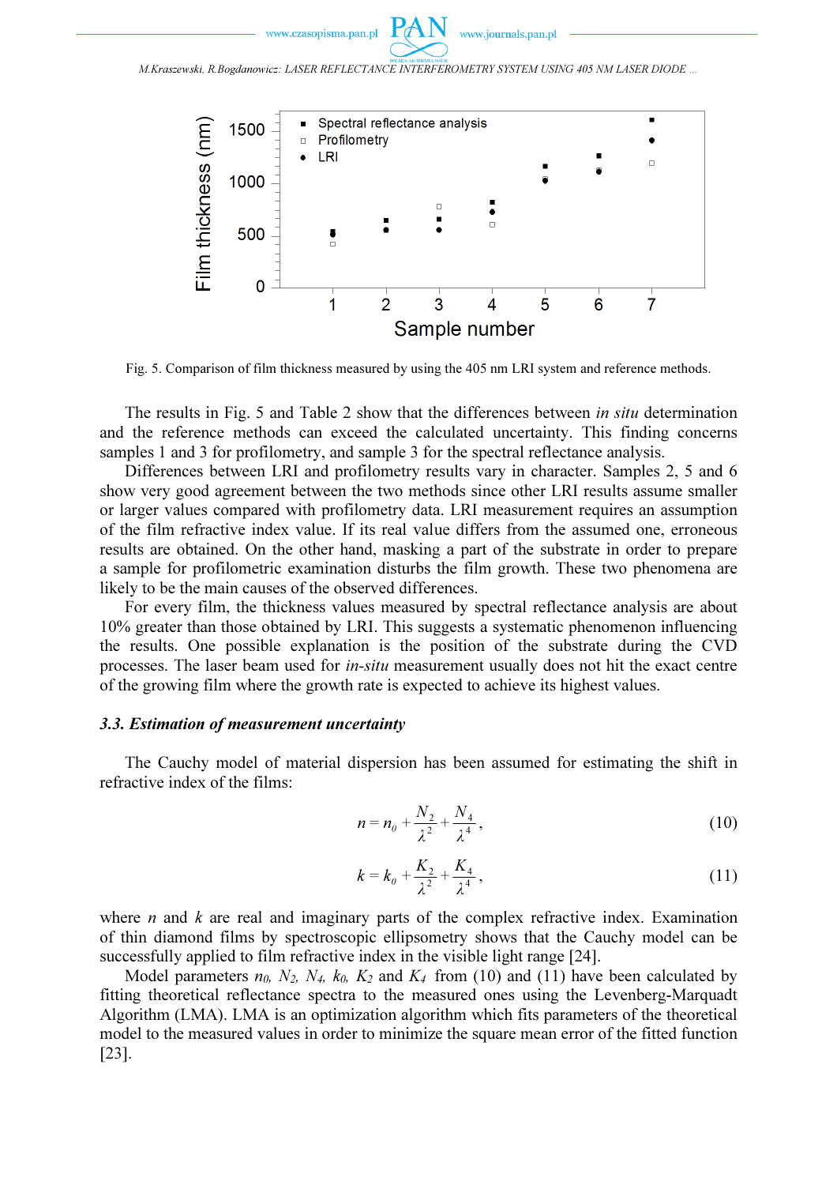Fig. 5. Comparison of film thickness measured by using the 405 nm LRI system and reference methods.

The results in Fig. 5 and Table 2 show that the differences between *in situ* determination and the reference methods can exceed the calculated uncertainty. This finding concerns samples 1 and 3 for profilometry, and sample 3 for the spectral reflectance analysis.

Differences between LRI and profilometry results vary in character. Samples 2, 5 and 6 show very good agreement between the two methods since other LRI results assume smaller or larger values compared with profilometry data. LRI measurement requires an assumption of the film refractive index value. If its real value differs from the assumed one, erroneous results are obtained. On the other hand, masking a part of the substrate in order to prepare a sample for profilometric examination disturbs the film growth. These two phenomena are likely to be the main causes of the observed differences.

For every film, the thickness values measured by spectral reflectance analysis are about 10% greater than those obtained by LRI. This suggests a systematic phenomenon influencing the results. One possible explanation is the position of the substrate during the CVD processes. The laser beam used for *in-situ* measurement usually does not hit the exact centre of the growing film where the growth rate is expected to achieve its highest values.

### *3.3. Estimation of measurement uncertainty*

The Cauchy model of material dispersion has been assumed for estimating the shift in refractive index of the films:

$$n = n_0 + \frac{N_2}{\lambda^2} + \frac{N_4}{\lambda^4}, \tag{10}$$

$$k = k_0 + \frac{K_2}{\lambda^2} + \frac{K_4}{\lambda^4}, \tag{11}$$

where $n$ and $k$ are real and imaginary parts of the complex refractive index. Examination of thin diamond films by spectroscopic ellipsometry shows that the Cauchy model can be successfully applied to film refractive index in the visible light range [24].

Model parameters $n_0$, $N_2$, $N_4$, $k_0$, $K_2$ and $K_4$ from (10) and (11) have been calculated by fitting theoretical reflectance spectra to the measured ones using the Levenberg-Marquadt Algorithm (LMA). LMA is an optimization algorithm which fits parameters of the theoretical model to the measured values in order to minimize the square mean error of the fitted function [23].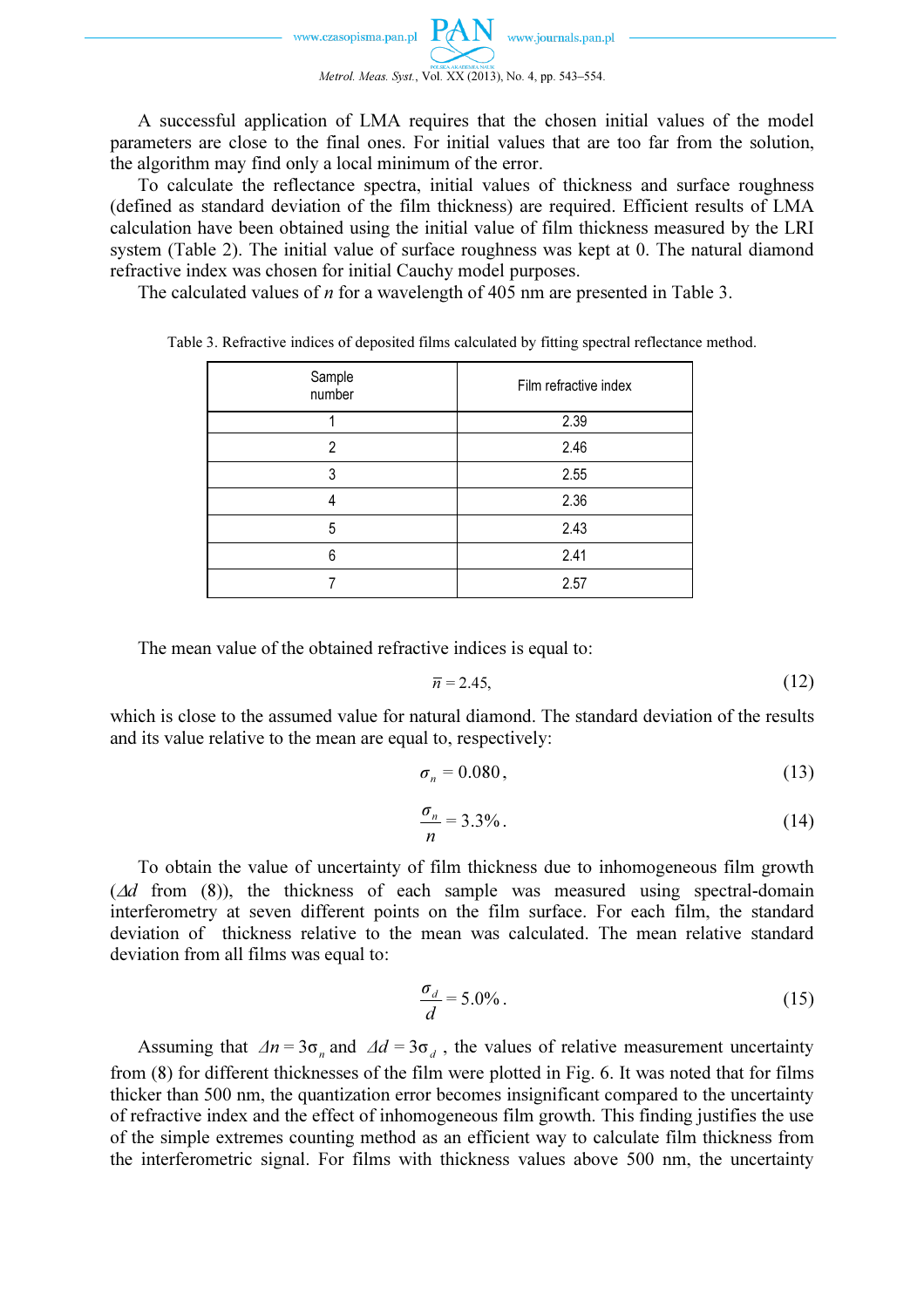A successful application of LMA requires that the chosen initial values of the model parameters are close to the final ones. For initial values that are too far from the solution, the algorithm may find only a local minimum of the error.

To calculate the reflectance spectra, initial values of thickness and surface roughness (defined as standard deviation of the film thickness) are required. Efficient results of LMA calculation have been obtained using the initial value of film thickness measured by the LRI system (Table 2). The initial value of surface roughness was kept at 0. The natural diamond refractive index was chosen for initial Cauchy model purposes.

The calculated values of $n$ for a wavelength of 405 nm are presented in Table 3.

Table 3. Refractive indices of deposited films calculated by fitting spectral reflectance method.

| Sample number | Film refractive index |
|---|---|
| 1 | 2.39 |
| 2 | 2.46 |
| 3 | 2.55 |
| 4 | 2.36 |
| 5 | 2.43 |
| 6 | 2.41 |
| 7 | 2.57 |

The mean value of the obtained refractive indices is equal to:

$$\bar{n} = 2.45, \tag{12}$$

which is close to the assumed value for natural diamond. The standard deviation of the results and its value relative to the mean are equal to, respectively:

$$\sigma_n = 0.080, \tag{13}$$

$$\frac{\sigma_n}{n} = 3.3\%. \tag{14}$$

To obtain the value of uncertainty of film thickness due to inhomogeneous film growth ($\Delta d$ from (8)), the thickness of each sample was measured using spectral-domain interferometry at seven different points on the film surface. For each film, the standard deviation of thickness relative to the mean was calculated. The mean relative standard deviation from all films was equal to:

$$\frac{\sigma_d}{d} = 5.0\%. \tag{15}$$

Assuming that $\Delta n = 3\sigma_n$ and $\Delta d = 3\sigma_d$, the values of relative measurement uncertainty from (8) for different thicknesses of the film were plotted in Fig. 6. It was noted that for films thicker than 500 nm, the quantization error becomes insignificant compared to the uncertainty of refractive index and the effect of inhomogeneous film growth. This finding justifies the use of the simple extremes counting method as an efficient way to calculate film thickness from the interferometric signal. For films with thickness values above 500 nm, the uncertainty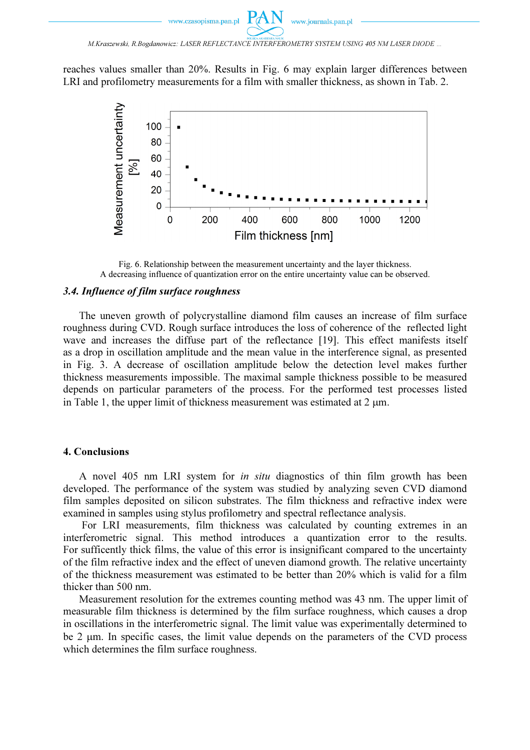reaches values smaller than 20%. Results in Fig. 6 may explain larger differences between LRI and profilometry measurements for a film with smaller thickness, as shown in Tab. 2.

Fig. 6. Relationship between the measurement uncertainty and the layer thickness.
A decreasing influence of quantization error on the entire uncertainty value can be observed.

### 3.4. Influence of film surface roughness

The uneven growth of polycrystalline diamond film causes an increase of film surface roughness during CVD. Rough surface introduces the loss of coherence of the reflected light wave and increases the diffuse part of the reflectance [19]. This effect manifests itself as a drop in oscillation amplitude and the mean value in the interference signal, as presented in Fig. 3. A decrease of oscillation amplitude below the detection level makes further thickness measurements impossible. The maximal sample thickness possible to be measured depends on particular parameters of the process. For the performed test processes listed in Table 1, the upper limit of thickness measurement was estimated at 2 μm.

## 4. Conclusions

A novel 405 nm LRI system for *in situ* diagnostics of thin film growth has been developed. The performance of the system was studied by analyzing seven CVD diamond film samples deposited on silicon substrates. The film thickness and refractive index were examined in samples using stylus profilometry and spectral reflectance analysis.

For LRI measurements, film thickness was calculated by counting extremes in an interferometric signal. This method introduces a quantization error to the results. For sufficently thick films, the value of this error is insignificant compared to the uncertainty of the film refractive index and the effect of uneven diamond growth. The relative uncertainty of the thickness measurement was estimated to be better than 20% which is valid for a film thicker than 500 nm.

Measurement resolution for the extremes counting method was 43 nm. The upper limit of measurable film thickness is determined by the film surface roughness, which causes a drop in oscillations in the interferometric signal. The limit value was experimentally determined to be 2 μm. In specific cases, the limit value depends on the parameters of the CVD process which determines the film surface roughness.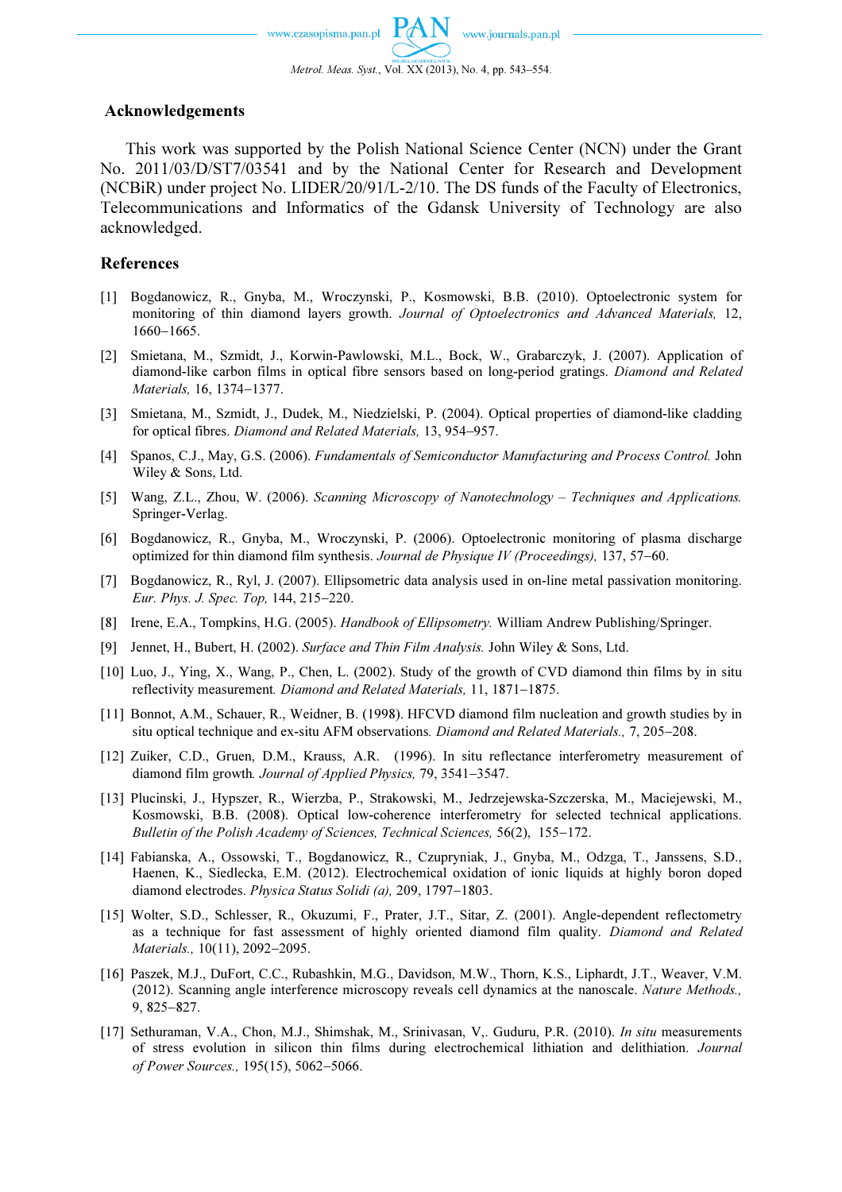## Acknowledgements

This work was supported by the Polish National Science Center (NCN) under the Grant No. 2011/03/D/ST7/03541 and by the National Center for Research and Development (NCBiR) under project No. LIDER/20/91/L-2/10. The DS funds of the Faculty of Electronics, Telecommunications and Informatics of the Gdansk University of Technology are also acknowledged.

## References

[1] Bogdanowicz, R., Gnyba, M., Wroczynski, P., Kosmowski, B.B. (2010). Optoelectronic system for monitoring of thin diamond layers growth. *Journal of Optoelectronics and Advanced Materials,* 12, 1660−1665.

[2] Smietana, M., Szmidt, J., Korwin-Pawlowski, M.L., Bock, W., Grabarczyk, J. (2007). Application of diamond-like carbon films in optical fibre sensors based on long-period gratings. *Diamond and Related Materials,* 16, 1374−1377.

[3] Smietana, M., Szmidt, J., Dudek, M., Niedzielski, P. (2004). Optical properties of diamond-like cladding for optical fibres. *Diamond and Related Materials,* 13, 954–957.

[4] Spanos, C.J., May, G.S. (2006). *Fundamentals of Semiconductor Manufacturing and Process Control.* John Wiley & Sons, Ltd.

[5] Wang, Z.L., Zhou, W. (2006). *Scanning Microscopy of Nanotechnology – Techniques and Applications.* Springer-Verlag.

[6] Bogdanowicz, R., Gnyba, M., Wroczynski, P. (2006). Optoelectronic monitoring of plasma discharge optimized for thin diamond film synthesis. *Journal de Physique IV (Proceedings),* 137, 57−60.

[7] Bogdanowicz, R., Ryl, J. (2007). Ellipsometric data analysis used in on-line metal passivation monitoring. *Eur. Phys. J. Spec. Top,* 144, 215−220.

[8] Irene, E.A., Tompkins, H.G. (2005). *Handbook of Ellipsometry.* William Andrew Publishing/Springer.

[9] Jennet, H., Bubert, H. (2002). *Surface and Thin Film Analysis.* John Wiley & Sons, Ltd.

[10] Luo, J., Ying, X., Wang, P., Chen, L. (2002). Study of the growth of CVD diamond thin films by in situ reflectivity measurement. *Diamond and Related Materials,* 11, 1871−1875.

[11] Bonnot, A.M., Schauer, R., Weidner, B. (1998). HFCVD diamond film nucleation and growth studies by in situ optical technique and ex-situ AFM observations. *Diamond and Related Materials.,* 7, 205−208.

[12] Zuiker, C.D., Gruen, D.M., Krauss, A.R. (1996). In situ reflectance interferometry measurement of diamond film growth. *Journal of Applied Physics,* 79, 3541−3547.

[13] Plucinski, J., Hypszer, R., Wierzba, P., Strakowski, M., Jedrzejewska-Szczerska, M., Maciejewski, M., Kosmowski, B.B. (2008). Optical low-coherence interferometry for selected technical applications. *Bulletin of the Polish Academy of Sciences, Technical Sciences,* 56(2), 155−172.

[14] Fabianska, A., Ossowski, T., Bogdanowicz, R., Czupryniak, J., Gnyba, M., Odzga, T., Janssens, S.D., Haenen, K., Siedlecka, E.M. (2012). Electrochemical oxidation of ionic liquids at highly boron doped diamond electrodes. *Physica Status Solidi (a),* 209, 1797−1803.

[15] Wolter, S.D., Schlesser, R., Okuzumi, F., Prater, J.T., Sitar, Z. (2001). Angle-dependent reflectometry as a technique for fast assessment of highly oriented diamond film quality. *Diamond and Related Materials.,* 10(11), 2092−2095.

[16] Paszek, M.J., DuFort, C.C., Rubashkin, M.G., Davidson, M.W., Thorn, K.S., Liphardt, J.T., Weaver, V.M. (2012). Scanning angle interference microscopy reveals cell dynamics at the nanoscale. *Nature Methods.,* 9, 825−827.

[17] Sethuraman, V.A., Chon, M.J., Shimshak, M., Srinivasan, V,. Guduru, P.R. (2010). *In situ* measurements of stress evolution in silicon thin films during electrochemical lithiation and delithiation. *Journal of Power Sources.,* 195(15), 5062−5066.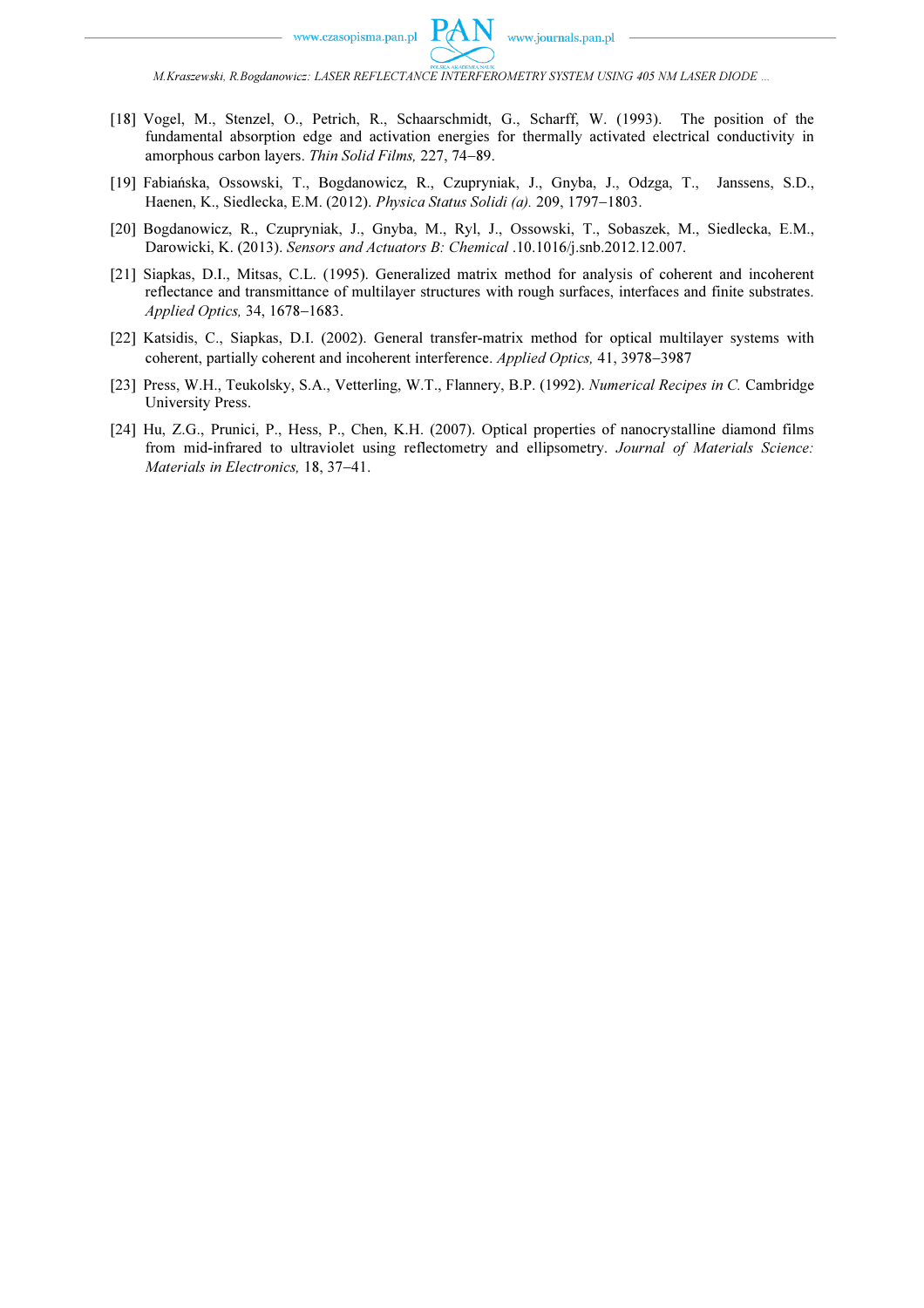[18] Vogel, M., Stenzel, O., Petrich, R., Schaarschmidt, G., Scharff, W. (1993). The position of the fundamental absorption edge and activation energies for thermally activated electrical conductivity in amorphous carbon layers. *Thin Solid Films,* 227, 74–89.

[19] Fabiańska, Ossowski, T., Bogdanowicz, R., Czupryniak, J., Gnyba, J., Odzga, T., Janssens, S.D., Haenen, K., Siedlecka, E.M. (2012). *Physica Status Solidi (a).* 209, 1797–1803.

[20] Bogdanowicz, R., Czupryniak, J., Gnyba, M., Ryl, J., Ossowski, T., Sobaszek, M., Siedlecka, E.M., Darowicki, K. (2013). *Sensors and Actuators B: Chemical* .10.1016/j.snb.2012.12.007.

[21] Siapkas, D.I., Mitsas, C.L. (1995). Generalized matrix method for analysis of coherent and incoherent reflectance and transmittance of multilayer structures with rough surfaces, interfaces and finite substrates. *Applied Optics,* 34, 1678–1683.

[22] Katsidis, C., Siapkas, D.I. (2002). General transfer-matrix method for optical multilayer systems with coherent, partially coherent and incoherent interference. *Applied Optics,* 41, 3978–3987

[23] Press, W.H., Teukolsky, S.A., Vetterling, W.T., Flannery, B.P. (1992). *Numerical Recipes in C.* Cambridge University Press.

[24] Hu, Z.G., Prunici, P., Hess, P., Chen, K.H. (2007). Optical properties of nanocrystalline diamond films from mid-infrared to ultraviolet using reflectometry and ellipsometry. *Journal of Materials Science: Materials in Electronics,* 18, 37–41.